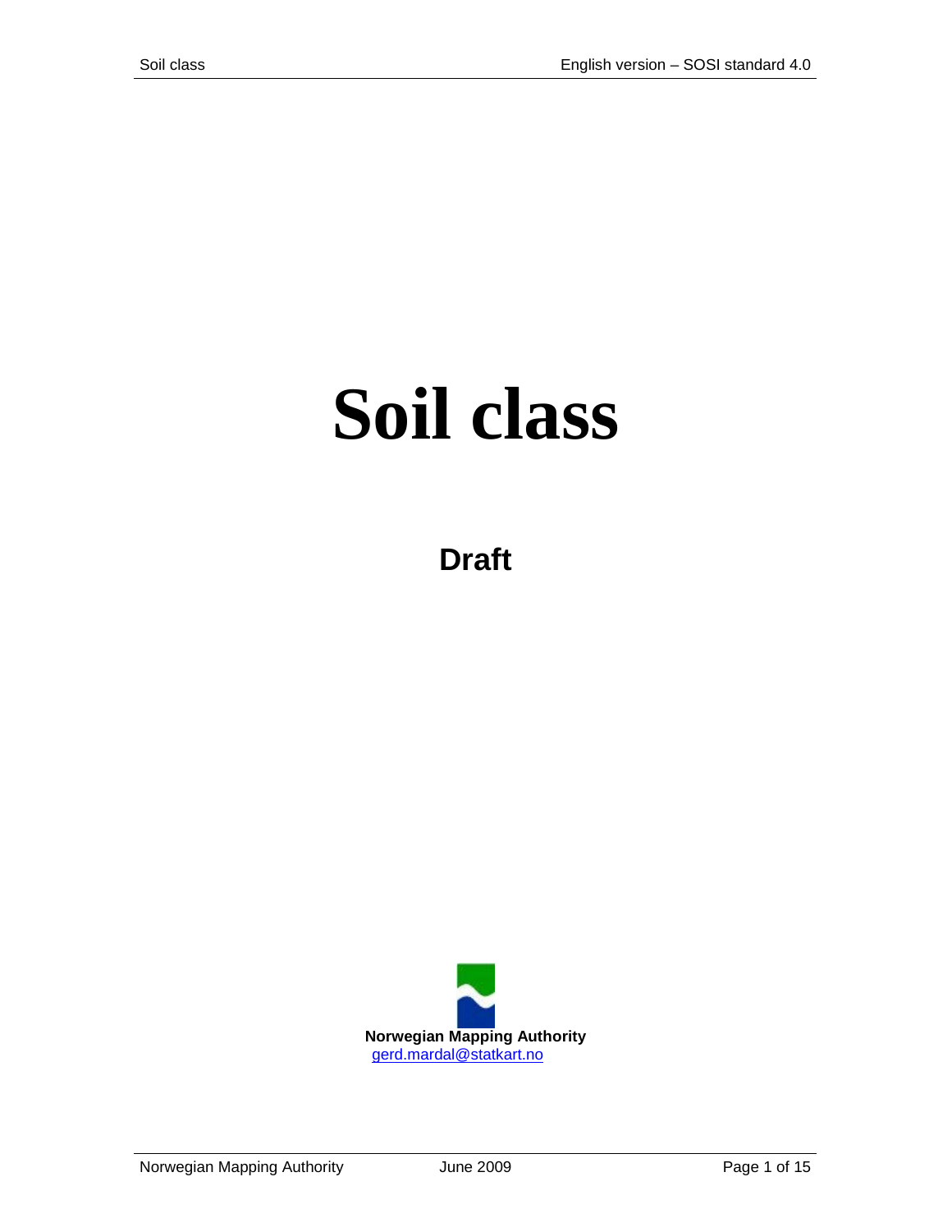# Soil class

## Draft

**Norwegian Mapping Authority**
gerd.mardal@statkart.no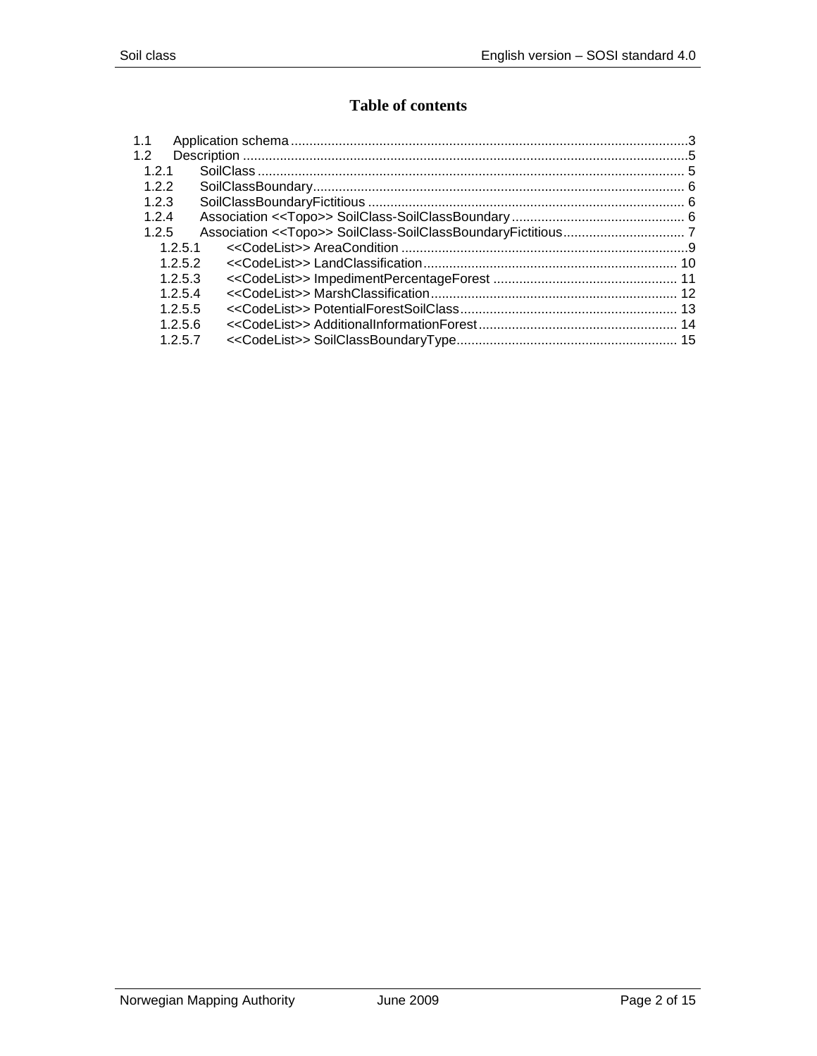# Table of contents

1.1 Application schema ............................................................................................................3
1.2 Description .........................................................................................................................5
  1.2.1 SoilClass ..................................................................................................................... 5
  1.2.2 SoilClassBoundary..................................................................................................... 6
  1.2.3 SoilClassBoundaryFictitious ...................................................................................... 6
  1.2.4 Association <<Topo>> SoilClass-SoilClassBoundary ............................................... 6
  1.2.5 Association <<Topo>> SoilClass-SoilClassBoundaryFictitious................................. 7
    1.2.5.1 <<CodeList>> AreaCondition .............................................................................9
    1.2.5.2 <<CodeList>> LandClassification..................................................................... 10
    1.2.5.3 <<CodeList>> ImpedimentPercentageForest .................................................. 11
    1.2.5.4 <<CodeList>> MarshClassification................................................................... 12
    1.2.5.5 <<CodeList>> PotentialForestSoilClass........................................................... 13
    1.2.5.6 <<CodeList>> AdditionalInformationForest...................................................... 14
    1.2.5.7 <<CodeList>> SoilClassBoundaryType............................................................ 15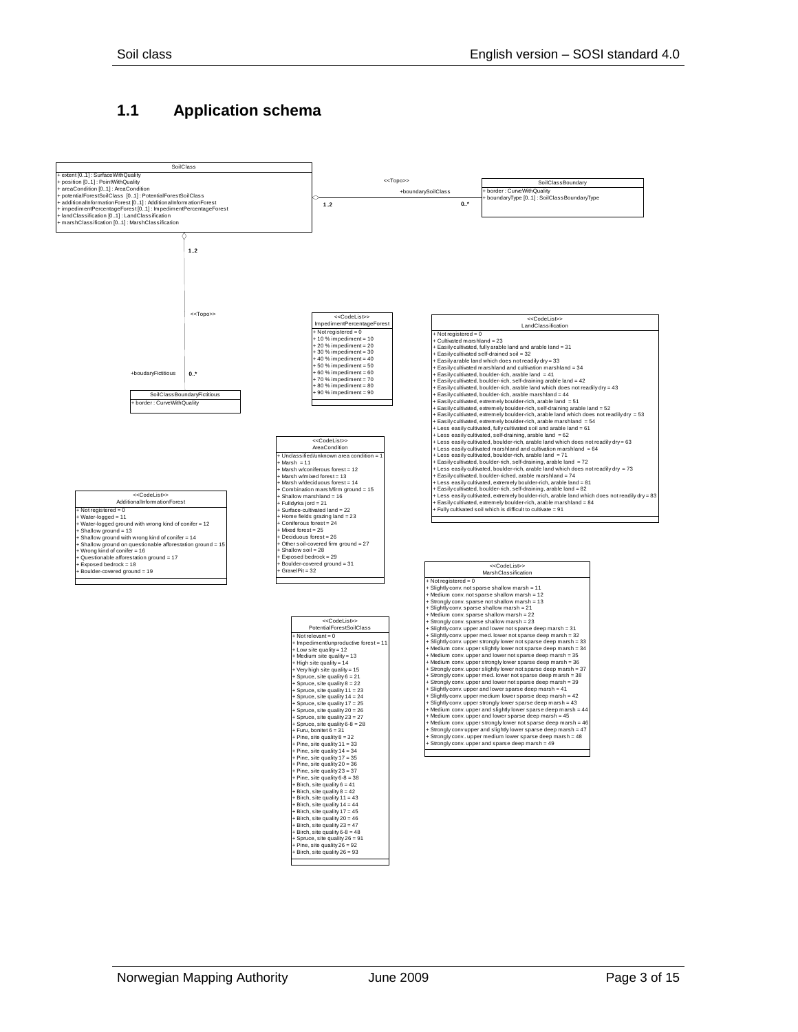## 1.1 Application schema

**SoilClass**

- + extent [0..1] : SurfaceWithQuality
- + position [0..1] : PointWithQuality
- + areaCondition [0..1] : AreaCondition
- + potentialForestSoilClass [0..1] : PotentialForestSoilClass
- + additionalInformationForest [0..1] : AdditionalInformationForest
- + impedimentPercentageForest [0..1] : ImpedimentPercentageForest
- + landClassification [0..1] : LandClassification
- + marshClassification [0..1] : MarshClassification

<<Topo>> +boundarySoilClass (1..2 — 0..*)

**SoilClassBoundary**

- + border : CurveWithQuality
- + boundaryType [0..1] : SoilClassBoundaryType

<<Topo>> +boudaryFictitious (1..2 — 0..*)

**SoilClassBoundaryFictitious**

- + border : CurveWithQuality

**<<CodeList>> ImpedimentPercentageForest**

- + Not registered = 0
- + 10 % impediment = 10
- + 20 % impediment = 20
- + 30 % impediment = 30
- + 40 % impediment = 40
- + 50 % impediment = 50
- + 60 % impediment = 60
- + 70 % impediment = 70
- + 80 % impediment = 80
- + 90 % impediment = 90

**<<CodeList>> LandClassification**

- + Not registered = 0
- + Cultivated marshland = 23
- + Easily cultivated, fully arable land and arable land = 31
- + Easily cultivated self-drained soil = 32
- + Easily arable land which does not readily dry = 33
- + Easily cultivated marshland and cultivation marshland = 34
- + Easily cultivated, boulder-rich, arable land = 41
- + Easily cultivated, boulder-rich, self-draining arable land = 42
- + Easily cultivated, boulder-rich, arable land which does not readily dry = 43
- + Easily cultivated, boulder-rich, arable marshland = 44
- + Easily cultivated, extremely boulder-rich, arable land = 51
- + Easily cultivated, extremely boulder-rich, self-draining arable land = 52
- + Easily cultivated, extremely boulder-rich, arable land which does not readily dry = 53
- + Easily cultivated, extremely boulder-rich, arable marshland = 54
- + Less easily cultivated, fully cultivated soil and arable land = 61
- + Less easily cultivated, self-draining, arable land = 62
- + Less easily cultivated, boulder-rich, arable land which does not readily dry = 63
- + Less easily cultivated marshland and cultivation marshland = 64
- + Less easily cultivated, boulder-rich, arable land = 71
- + Easily cultivated, boulder-rich, self-draining, arable land = 72
- + Less easily cultivated, boulder-rich, arable land which does not readily dry = 73
- + Easily cultivated, boulder-riched, arable marshland = 74
- + Less easily cultivated, extremely boulder-rich, arable land = 81
- + Easily cultivated, boulder-rich, self-draining, arable land = 82
- + Less easily cultivated, extremely boulder-rich, arable land which does not readily dry = 83
- + Easily cultivated, extremely boulder-rich, arable marshland = 84
- + Fully cultivated soil which is difficult to cultivate = 91

**<<CodeList>> AreaCondition**

- + Unclassified/unknown area condition = 1
- + Marsh = 11
- + Marsh w/coniferous forest = 12
- + Marsh w/mixed forest = 13
- + Marsh w/deciduous forest = 14
- + Combination marsh/firm ground = 15
- + Shallow marshland = 16
- + Fulldyrka jord = 21
- + Surface-cultivated land = 22
- + Home fields grazing land = 23
- + Coniferous forest = 24
- + Mixed forest = 25
- + Deciduous forest = 26
- + Other soil-covered firm ground = 27
- + Shallow soil = 28
- + Exposed bedrock = 29
- + Boulder-covered ground = 31
- + GravelPit = 32

**<<CodeList>> AdditionalInformationForest**

- + Not registered = 0
- + Water-logged = 11
- + Water-logged ground with wrong kind of conifer = 12
- + Shallow ground = 13
- + Shallow ground with wrong kind of conifer = 14
- + Shallow ground on questionable afforestation ground = 15
- + Wrong kind of conifer = 16
- + Questionable afforestation ground = 17
- + Exposed bedrock = 18
- + Boulder-covered ground = 19

**<<CodeList>> MarshClassification**

- + Not registered = 0
- + Slightly conv. not sparse shallow marsh = 11
- + Medium conv. not sparse shallow marsh = 12
- + Strongly conv. sparse not shallow marsh = 13
- + Slightly conv. sparse shallow marsh = 21
- + Medium conv. sparse shallow marsh = 22
- + Strongly conv. sparse shallow marsh = 23
- + Slightly conv. upper and lower not sparse deep marsh = 31
- + Slightly conv. upper med. lower not sparse deep marsh = 32
- + Slightly conv. upper strongly lower not sparse deep marsh = 33
- + Medium conv. upper slightly lower not sparse deep marsh = 34
- + Medium conv. upper and lower not sparse deep marsh = 35
- + Medium conv. upper strongly lower sparse deep marsh = 36
- + Strongly conv. upper slightly lower not sparse deep marsh = 37
- + Strongly conv. upper med. lower not sparse deep marsh = 38
- + Strongly conv. upper and lower not sparse deep marsh = 39
- + Slightly conv. upper and lower sparse deep marsh = 41
- + Slightly conv. upper medium lower sparse deep marsh = 42
- + Slightly conv. upper strongly lower sparse deep marsh = 43
- + Medium conv. upper and slightly lower sparse deep marsh = 44
- + Medium conv. upper and lower sparse deep marsh = 45
- + Medium conv. upper strongly lower not sparse deep marsh = 46
- + Strongly conv upper and slightly lower sparse deep marsh = 47
- + Strongly conv.. upper medium lower sparse deep marsh = 48
- + Strongly conv. upper and sparse deep marsh = 49

**<<CodeList>> PotentialForestSoilClass**

- + Not relevant = 0
- + Impediment/unproductive forest = 11
- + Low site quality = 12
- + Medium site quality = 13
- + High site quality = 14
- + Very high site quality = 15
- + Spruce, site quality 6 = 21
- + Spruce, site quality 8 = 22
- + Spruce, site quality 11 = 23
- + Spruce, site quality 14 = 24
- + Spruce, site quality 17 = 25
- + Spruce, site quality 20 = 26
- + Spruce, site quality 23 = 27
- + Spruce, site quality 6-8 = 28
- + Furu, bonitet 6 = 31
- + Pine, site quality 8 = 32
- + Pine, site quality 11 = 33
- + Pine, site quality 14 = 34
- + Pine, site quality 17 = 35
- + Pine, site quality 20 = 36
- + Pine, site quality 23 = 37
- + Pine, site quality 6-8 = 38
- + Birch, site quality 6 = 41
- + Birch, site quality 8 = 42
- + Birch, site quality 11 = 43
- + Birch, site quality 14 = 44
- + Birch, site quality 17 = 45
- + Birch, site quality 20 = 46
- + Birch, site quality 23 = 47
- + Birch, site quality 6-8 = 48
- + Spruce, site quality 26 = 91
- + Pine, site quality 26 = 92
- + Birch, site quality 26 = 93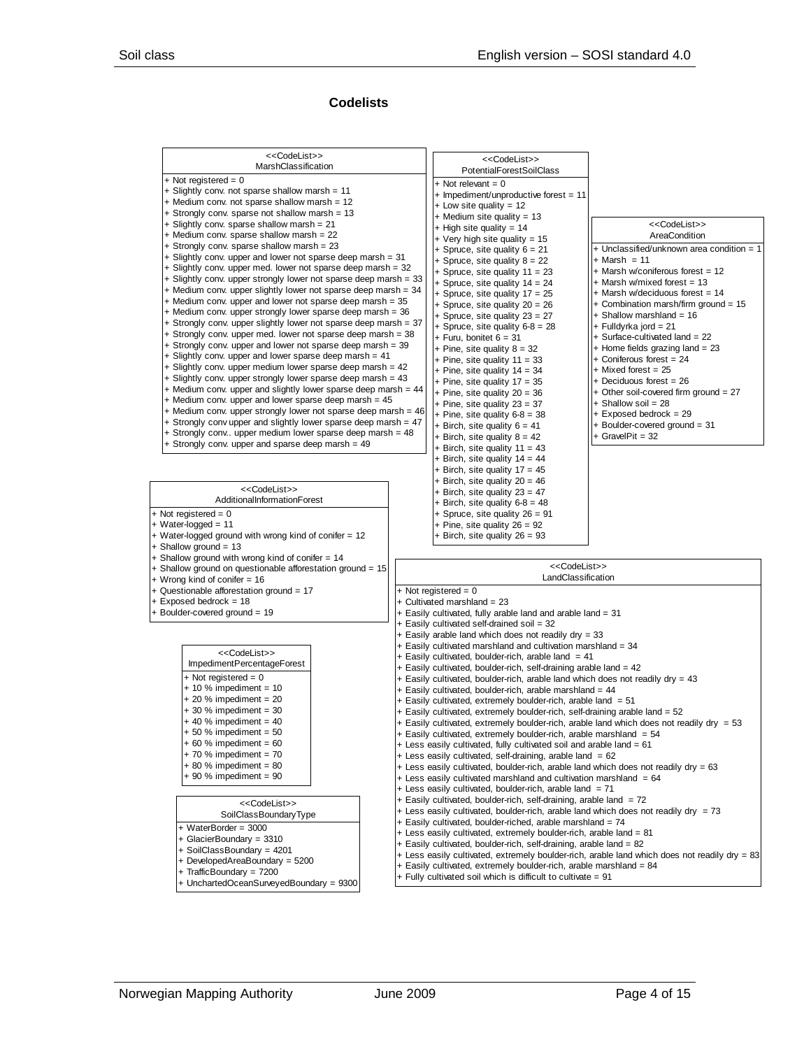## Codelists

**<<CodeList>>**
**MarshClassification**

- \+ Not registered = 0
- \+ Slightly conv. not sparse shallow marsh = 11
- \+ Medium conv. not sparse shallow marsh = 12
- \+ Strongly conv. sparse not shallow marsh = 13
- \+ Slightly conv. sparse shallow marsh = 21
- \+ Medium conv. sparse shallow marsh = 22
- \+ Strongly conv. sparse shallow marsh = 23
- \+ Slightly conv. upper and lower not sparse deep marsh = 31
- \+ Slightly conv. upper med. lower not sparse deep marsh = 32
- \+ Slightly conv. upper strongly lower not sparse deep marsh = 33
- \+ Medium conv. upper slightly lower not sparse deep marsh = 34
- \+ Medium conv. upper and lower not sparse deep marsh = 35
- \+ Medium conv. upper strongly lower sparse deep marsh = 36
- \+ Strongly conv. upper slightly lower not sparse deep marsh = 37
- \+ Strongly conv. upper med. lower not sparse deep marsh = 38
- \+ Strongly conv. upper and lower not sparse deep marsh = 39
- \+ Slightly conv. upper and lower sparse deep marsh = 41
- \+ Slightly conv. upper medium lower sparse deep marsh = 42
- \+ Slightly conv. upper strongly lower sparse deep marsh = 43
- \+ Medium conv. upper and slightly lower sparse deep marsh = 44
- \+ Medium conv. upper and lower sparse deep marsh = 45
- \+ Medium conv. upper strongly lower not sparse deep marsh = 46
- \+ Strongly conv upper and slightly lower sparse deep marsh = 47
- \+ Strongly conv.. upper medium lower sparse deep marsh = 48
- \+ Strongly conv. upper and sparse deep marsh = 49

**<<CodeList>>**
**PotentialForestSoilClass**

- \+ Not relevant = 0
- \+ Impediment/unproductive forest = 11
- \+ Low site quality = 12
- \+ Medium site quality = 13
- \+ High site quality = 14
- \+ Very high site quality = 15
- \+ Spruce, site quality 6 = 21
- \+ Spruce, site quality 8 = 22
- \+ Spruce, site quality 11 = 23
- \+ Spruce, site quality 14 = 24
- \+ Spruce, site quality 17 = 25
- \+ Spruce, site quality 20 = 26
- \+ Spruce, site quality 23 = 27
- \+ Spruce, site quality 6-8 = 28
- \+ Furu, bonitet 6 = 31
- \+ Pine, site quality 8 = 32
- \+ Pine, site quality 11 = 33
- \+ Pine, site quality 14 = 34
- \+ Pine, site quality 17 = 35
- \+ Pine, site quality 20 = 36
- \+ Pine, site quality 23 = 37
- \+ Pine, site quality 6-8 = 38
- \+ Birch, site quality 6 = 41
- \+ Birch, site quality 8 = 42
- \+ Birch, site quality 11 = 43
- \+ Birch, site quality 14 = 44
- \+ Birch, site quality 17 = 45
- \+ Birch, site quality 20 = 46
- \+ Birch, site quality 23 = 47
- \+ Birch, site quality 6-8 = 48
- \+ Spruce, site quality 26 = 91
- \+ Pine, site quality 26 = 92
- \+ Birch, site quality 26 = 93

**<<CodeList>>**
**AreaCondition**

- \+ Unclassified/unknown area condition = 1
- \+ Marsh = 11
- \+ Marsh w/coniferous forest = 12
- \+ Marsh w/mixed forest = 13
- \+ Marsh w/deciduous forest = 14
- \+ Combination marsh/firm ground = 15
- \+ Shallow marshland = 16
- \+ Fulldyrka jord = 21
- \+ Surface-cultivated land = 22
- \+ Home fields grazing land = 23
- \+ Coniferous forest = 24
- \+ Mixed forest = 25
- \+ Deciduous forest = 26
- \+ Other soil-covered firm ground = 27
- \+ Shallow soil = 28
- \+ Exposed bedrock = 29
- \+ Boulder-covered ground = 31
- \+ GravelPit = 32

**<<CodeList>>**
**AdditionalInformationForest**

- \+ Not registered = 0
- \+ Water-logged = 11
- \+ Water-logged ground with wrong kind of conifer = 12
- \+ Shallow ground = 13
- \+ Shallow ground with wrong kind of conifer = 14
- \+ Shallow ground on questionable afforestation ground = 15
- \+ Wrong kind of conifer = 16
- \+ Questionable afforestation ground = 17
- \+ Exposed bedrock = 18
- \+ Boulder-covered ground = 19

**<<CodeList>>**
**ImpedimentPercentageForest**

- \+ Not registered = 0
- \+ 10 % impediment = 10
- \+ 20 % impediment = 20
- \+ 30 % impediment = 30
- \+ 40 % impediment = 40
- \+ 50 % impediment = 50
- \+ 60 % impediment = 60
- \+ 70 % impediment = 70
- \+ 80 % impediment = 80
- \+ 90 % impediment = 90

**<<CodeList>>**
**SoilClassBoundaryType**

- \+ WaterBorder = 3000
- \+ GlacierBoundary = 3310
- \+ SoilClassBoundary = 4201
- \+ DevelopedAreaBoundary = 5200
- \+ TrafficBoundary = 7200
- \+ UnchartedOceanSurveyedBoundary = 9300

**<<CodeList>>**
**LandClassification**

- \+ Not registered = 0
- \+ Cultivated marshland = 23
- \+ Easily cultivated, fully arable land and arable land = 31
- \+ Easily cultivated self-drained soil = 32
- \+ Easily arable land which does not readily dry = 33
- \+ Easily cultivated marshland and cultivation marshland = 34
- \+ Easily cultivated, boulder-rich, arable land = 41
- \+ Easily cultivated, boulder-rich, self-draining arable land = 42
- \+ Easily cultivated, boulder-rich, arable land which does not readily dry = 43
- \+ Easily cultivated, boulder-rich, arable marshland = 44
- \+ Easily cultivated, extremely boulder-rich, arable land = 51
- \+ Easily cultivated, extremely boulder-rich, self-draining arable land = 52
- \+ Easily cultivated, extremely boulder-rich, arable land which does not readily dry = 53
- \+ Easily cultivated, extremely boulder-rich, arable marshland = 54
- \+ Less easily cultivated, fully cultivated soil and arable land = 61
- \+ Less easily cultivated, self-draining, arable land = 62
- \+ Less easily cultivated, boulder-rich, arable land which does not readily dry = 63
- \+ Less easily cultivated marshland and cultivation marshland = 64
- \+ Less easily cultivated, boulder-rich, arable land = 71
- \+ Easily cultivated, boulder-rich, self-draining, arable land = 72
- \+ Less easily cultivated, boulder-rich, arable land which does not readily dry = 73
- \+ Easily cultivated, boulder-riched, arable marshland = 74
- \+ Less easily cultivated, extremely boulder-rich, arable land = 81
- \+ Easily cultivated, boulder-rich, self-draining, arable land = 82
- \+ Less easily cultivated, extremely boulder-rich, arable land which does not readily dry = 83
- \+ Easily cultivated, extremely boulder-rich, arable marshland = 84
- \+ Fully cultivated soil which is difficult to cultivate = 91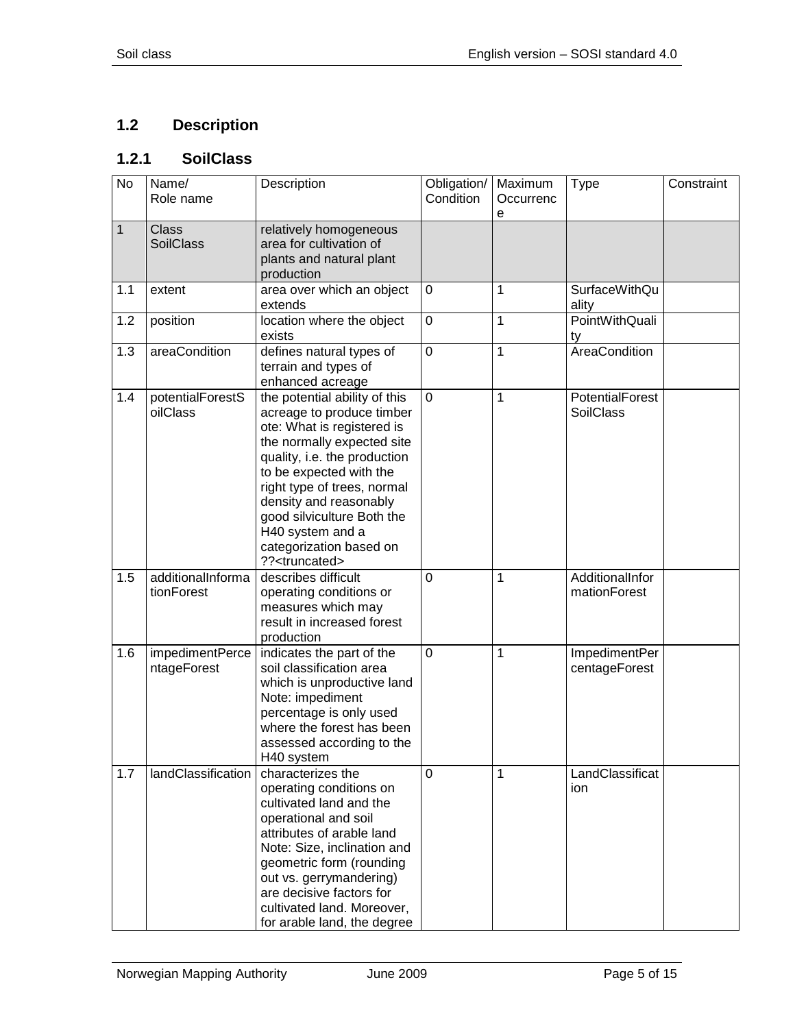## 1.2 Description

### 1.2.1 SoilClass

| No | Name/ Role name | Description | Obligation/ Condition | Maximum Occurrence | Type | Constraint |
| --- | --- | --- | --- | --- | --- | --- |
| 1 | Class SoilClass | relatively homogeneous area for cultivation of plants and natural plant production | | | | |
| 1.1 | extent | area over which an object extends | 0 | 1 | SurfaceWithQuality | |
| 1.2 | position | location where the object exists | 0 | 1 | PointWithQuality | |
| 1.3 | areaCondition | defines natural types of terrain and types of enhanced acreage | 0 | 1 | AreaCondition | |
| 1.4 | potentialForestSoilClass | the potential ability of this acreage to produce timber ote: What is registered is the normally expected site quality, i.e. the production to be expected with the right type of trees, normal density and reasonably good silviculture Both the H40 system and a categorization based on ??<truncated> | 0 | 1 | PotentialForestSoilClass | |
| 1.5 | additionalInformationForest | describes difficult operating conditions or measures which may result in increased forest production | 0 | 1 | AdditionalInformationForest | |
| 1.6 | impedimentPercentageForest | indicates the part of the soil classification area which is unproductive land Note: impediment percentage is only used where the forest has been assessed according to the H40 system | 0 | 1 | ImpedimentPercentageForest | |
| 1.7 | landClassification | characterizes the operating conditions on cultivated land and the operational and soil attributes of arable land Note: Size, inclination and geometric form (rounding out vs. gerrymandering) are decisive factors for cultivated land. Moreover, for arable land, the degree | 0 | 1 | LandClassification | |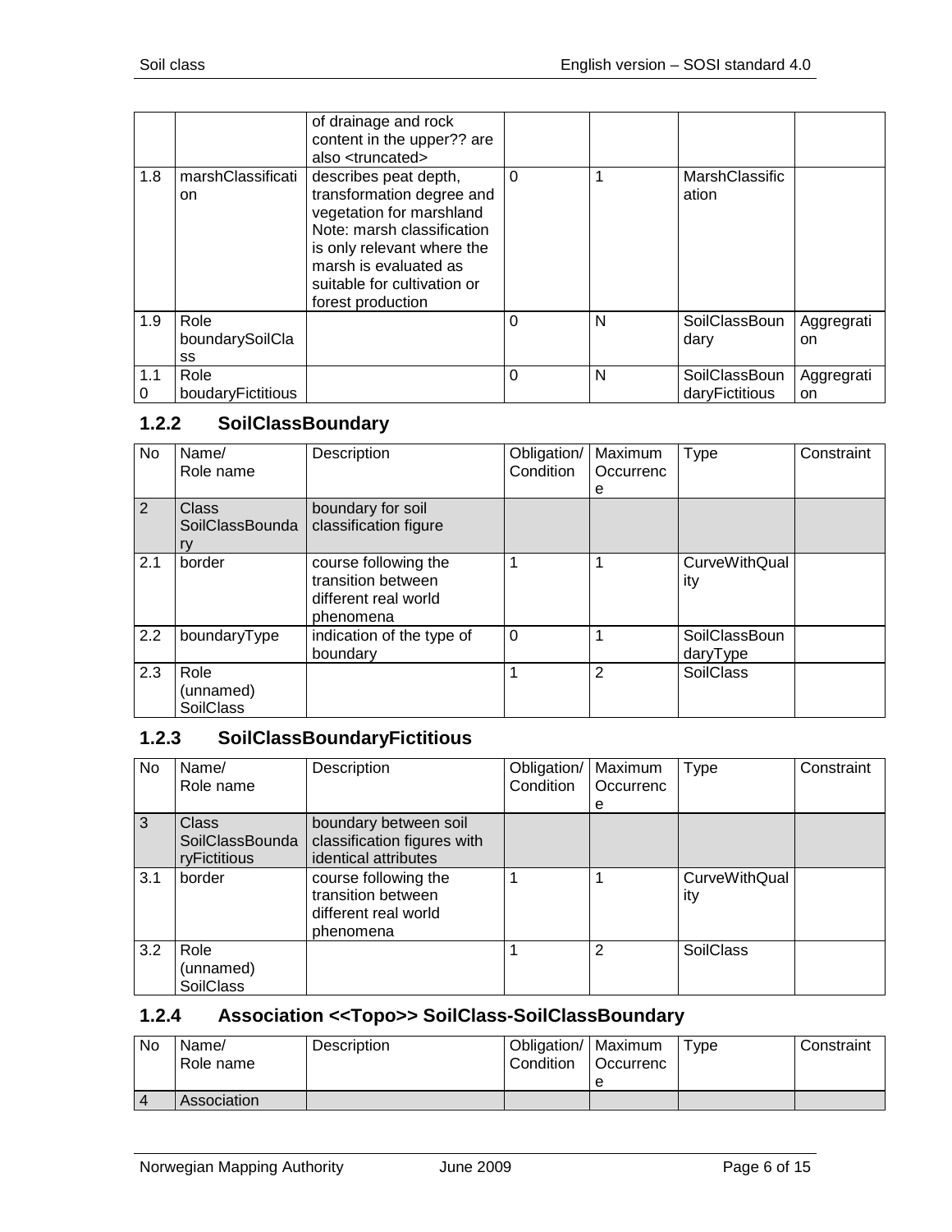|  |  | of drainage and rock content in the upper?? are also <truncated> |  |  |  |  |
|---|---|---|---|---|---|---|
| 1.8 | marshClassification | describes peat depth, transformation degree and vegetation for marshland Note: marsh classification is only relevant where the marsh is evaluated as suitable for cultivation or forest production | 0 | 1 | MarshClassification |  |
| 1.9 | Role boundarySoilClass |  | 0 | N | SoilClassBoundary | Aggregration |
| 1.10 | Role boudaryFictitious |  | 0 | N | SoilClassBoundaryFictitious | Aggregration |

### 1.2.2 SoilClassBoundary

| No | Name/ Role name | Description | Obligation/ Condition | Maximum Occurrence | Type | Constraint |
|---|---|---|---|---|---|---|
| 2 | Class SoilClassBoundary | boundary for soil classification figure |  |  |  |  |
| 2.1 | border | course following the transition between different real world phenomena | 1 | 1 | CurveWithQuality |  |
| 2.2 | boundaryType | indication of the type of boundary | 0 | 1 | SoilClassBoundaryType |  |
| 2.3 | Role (unnamed) SoilClass |  | 1 | 2 | SoilClass |  |

### 1.2.3 SoilClassBoundaryFictitious

| No | Name/ Role name | Description | Obligation/ Condition | Maximum Occurrence | Type | Constraint |
|---|---|---|---|---|---|---|
| 3 | Class SoilClassBoundaryFictitious | boundary between soil classification figures with identical attributes |  |  |  |  |
| 3.1 | border | course following the transition between different real world phenomena | 1 | 1 | CurveWithQuality |  |
| 3.2 | Role (unnamed) SoilClass |  | 1 | 2 | SoilClass |  |

### 1.2.4 Association <<Topo>> SoilClass-SoilClassBoundary

| No | Name/ Role name | Description | Obligation/ Condition | Maximum Occurrence | Type | Constraint |
|---|---|---|---|---|---|---|
| 4 | Association |  |  |  |  |  |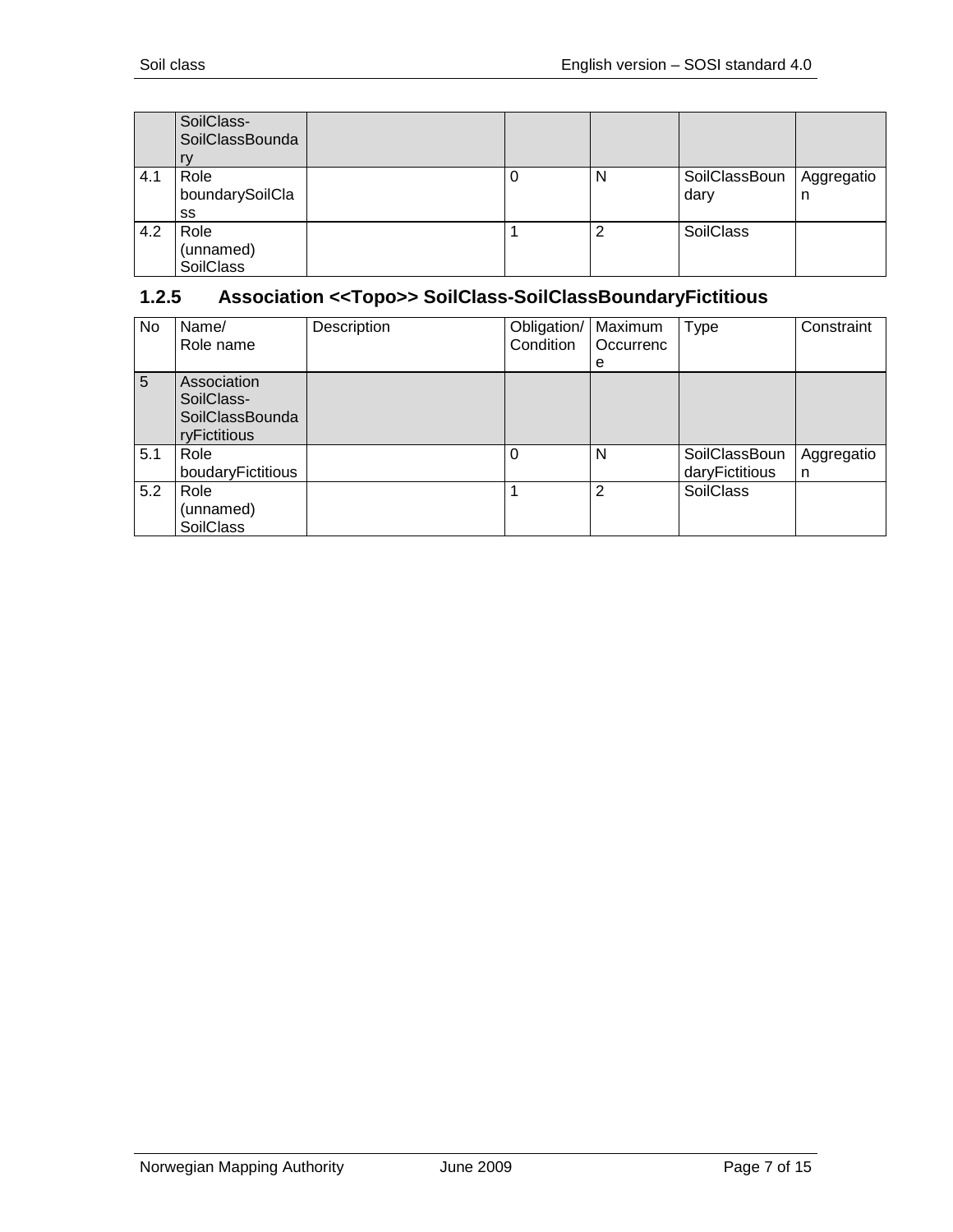|  | SoilClass-SoilClassBoundary |  |  |  |  |  |
| --- | --- | --- | --- | --- | --- | --- |
| 4.1 | Role boundarySoilClass |  | 0 | N | SoilClassBoundary | Aggregation |
| 4.2 | Role (unnamed) SoilClass |  | 1 | 2 | SoilClass |  |

### 1.2.5 Association <<Topo>> SoilClass-SoilClassBoundaryFictitious

| No | Name/ Role name | Description | Obligation/ Condition | Maximum Occurrence | Type | Constraint |
| --- | --- | --- | --- | --- | --- | --- |
| 5 | Association SoilClass-SoilClassBoundaryFictitious |  |  |  |  |  |
| 5.1 | Role boudaryFictitious |  | 0 | N | SoilClassBoundaryFictitious | Aggregation |
| 5.2 | Role (unnamed) SoilClass |  | 1 | 2 | SoilClass |  |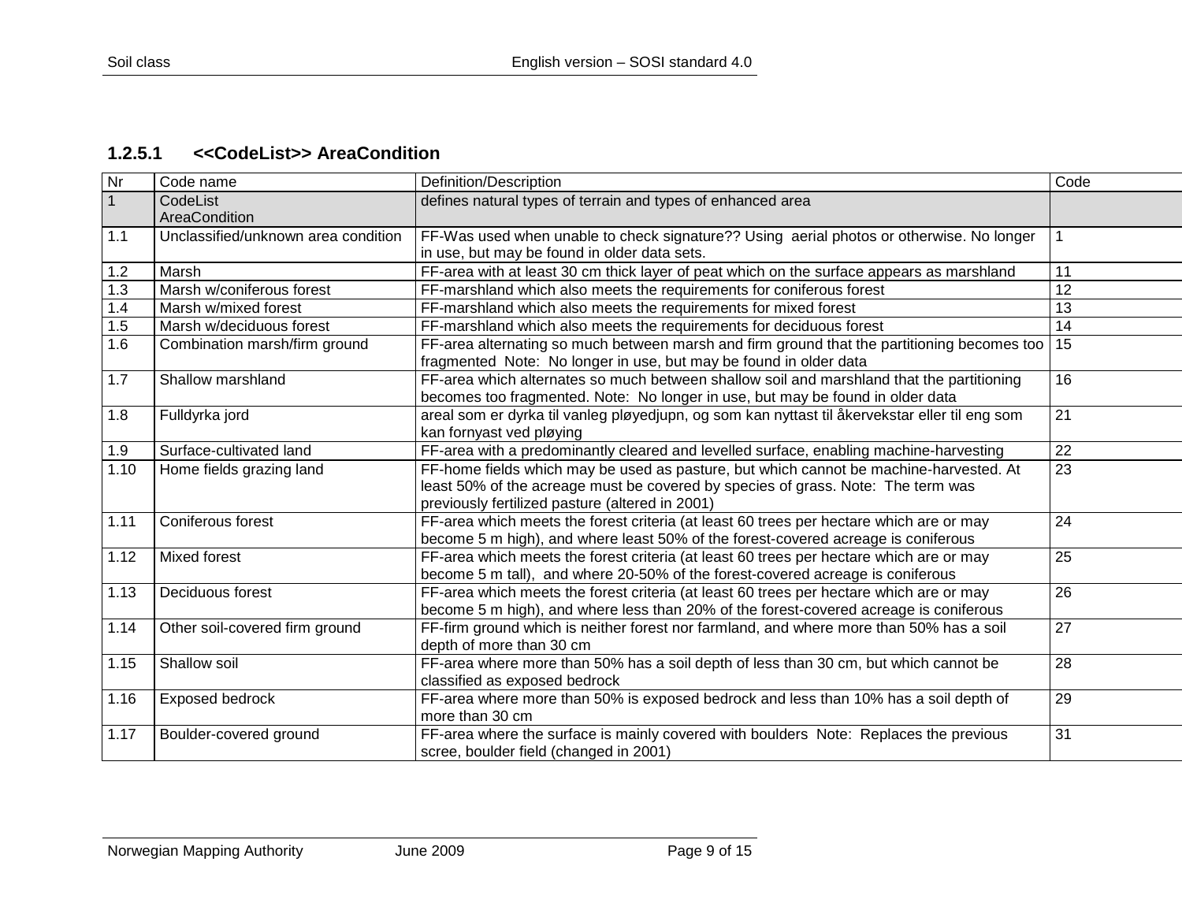### 1.2.5.1 <<CodeList>> AreaCondition

| Nr | Code name | Definition/Description | Code |
|---|---|---|---|
| 1 | CodeList AreaCondition | defines natural types of terrain and types of enhanced area | |
| 1.1 | Unclassified/unknown area condition | FF-Was used when unable to check signature?? Using aerial photos or otherwise. No longer in use, but may be found in older data sets. | 1 |
| 1.2 | Marsh | FF-area with at least 30 cm thick layer of peat which on the surface appears as marshland | 11 |
| 1.3 | Marsh w/coniferous forest | FF-marshland which also meets the requirements for coniferous forest | 12 |
| 1.4 | Marsh w/mixed forest | FF-marshland which also meets the requirements for mixed forest | 13 |
| 1.5 | Marsh w/deciduous forest | FF-marshland which also meets the requirements for deciduous forest | 14 |
| 1.6 | Combination marsh/firm ground | FF-area alternating so much between marsh and firm ground that the partitioning becomes too fragmented Note: No longer in use, but may be found in older data | 15 |
| 1.7 | Shallow marshland | FF-area which alternates so much between shallow soil and marshland that the partitioning becomes too fragmented. Note: No longer in use, but may be found in older data | 16 |
| 1.8 | Fulldyrka jord | areal som er dyrka til vanleg pløyedjupn, og som kan nyttast til åkervekstar eller til eng som kan fornyast ved pløying | 21 |
| 1.9 | Surface-cultivated land | FF-area with a predominantly cleared and levelled surface, enabling machine-harvesting | 22 |
| 1.10 | Home fields grazing land | FF-home fields which may be used as pasture, but which cannot be machine-harvested. At least 50% of the acreage must be covered by species of grass. Note: The term was previously fertilized pasture (altered in 2001) | 23 |
| 1.11 | Coniferous forest | FF-area which meets the forest criteria (at least 60 trees per hectare which are or may become 5 m high), and where least 50% of the forest-covered acreage is coniferous | 24 |
| 1.12 | Mixed forest | FF-area which meets the forest criteria (at least 60 trees per hectare which are or may become 5 m tall), and where 20-50% of the forest-covered acreage is coniferous | 25 |
| 1.13 | Deciduous forest | FF-area which meets the forest criteria (at least 60 trees per hectare which are or may become 5 m high), and where less than 20% of the forest-covered acreage is coniferous | 26 |
| 1.14 | Other soil-covered firm ground | FF-firm ground which is neither forest nor farmland, and where more than 50% has a soil depth of more than 30 cm | 27 |
| 1.15 | Shallow soil | FF-area where more than 50% has a soil depth of less than 30 cm, but which cannot be classified as exposed bedrock | 28 |
| 1.16 | Exposed bedrock | FF-area where more than 50% is exposed bedrock and less than 10% has a soil depth of more than 30 cm | 29 |
| 1.17 | Boulder-covered ground | FF-area where the surface is mainly covered with boulders Note: Replaces the previous scree, boulder field (changed in 2001) | 31 |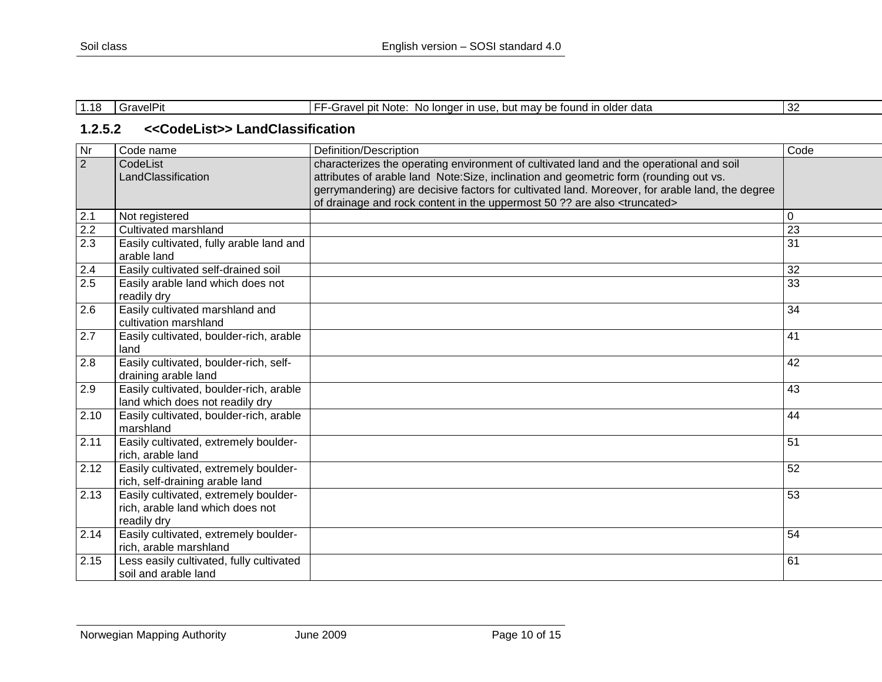| 1.18 | GravelPit | FF-Gravel pit Note:  No longer in use, but may be found in older data | 32 |
|---|---|---|---|

### 1.2.5.2 <<CodeList>> LandClassification

| Nr | Code name | Definition/Description | Code |
|---|---|---|---|
| 2 | CodeList LandClassification | characterizes the operating environment of cultivated land and the operational and soil attributes of arable land  Note:Size, inclination and geometric form (rounding out vs. gerrymandering) are decisive factors for cultivated land. Moreover, for arable land, the degree of drainage and rock content in the uppermost 50 ?? are also <truncated> | |
| 2.1 | Not registered | | 0 |
| 2.2 | Cultivated marshland | | 23 |
| 2.3 | Easily cultivated, fully arable land and arable land | | 31 |
| 2.4 | Easily cultivated self-drained soil | | 32 |
| 2.5 | Easily arable land which does not readily dry | | 33 |
| 2.6 | Easily cultivated marshland and cultivation marshland | | 34 |
| 2.7 | Easily cultivated, boulder-rich, arable land | | 41 |
| 2.8 | Easily cultivated, boulder-rich, self-draining arable land | | 42 |
| 2.9 | Easily cultivated, boulder-rich, arable land which does not readily dry | | 43 |
| 2.10 | Easily cultivated, boulder-rich, arable marshland | | 44 |
| 2.11 | Easily cultivated, extremely boulder-rich, arable land | | 51 |
| 2.12 | Easily cultivated, extremely boulder-rich, self-draining arable land | | 52 |
| 2.13 | Easily cultivated, extremely boulder-rich, arable land which does not readily dry | | 53 |
| 2.14 | Easily cultivated, extremely boulder-rich, arable marshland | | 54 |
| 2.15 | Less easily cultivated, fully cultivated soil and arable land | | 61 |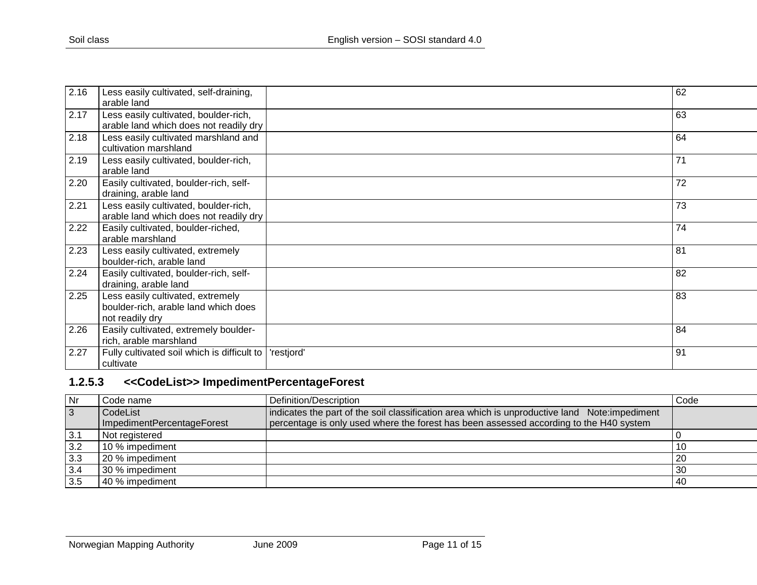| | | | |
|---|---|---|---|
| 2.16 | Less easily cultivated, self-draining, arable land | | 62 |
| 2.17 | Less easily cultivated, boulder-rich, arable land which does not readily dry | | 63 |
| 2.18 | Less easily cultivated marshland and cultivation marshland | | 64 |
| 2.19 | Less easily cultivated, boulder-rich, arable land | | 71 |
| 2.20 | Easily cultivated, boulder-rich, self-draining, arable land | | 72 |
| 2.21 | Less easily cultivated, boulder-rich, arable land which does not readily dry | | 73 |
| 2.22 | Easily cultivated, boulder-riched, arable marshland | | 74 |
| 2.23 | Less easily cultivated, extremely boulder-rich, arable land | | 81 |
| 2.24 | Easily cultivated, boulder-rich, self-draining, arable land | | 82 |
| 2.25 | Less easily cultivated, extremely boulder-rich, arable land which does not readily dry | | 83 |
| 2.26 | Easily cultivated, extremely boulder-rich, arable marshland | | 84 |
| 2.27 | Fully cultivated soil which is difficult to cultivate | 'restjord' | 91 |

### 1.2.5.3 <<CodeList>> ImpedimentPercentageForest

| Nr | Code name | Definition/Description | Code |
|---|---|---|---|
| 3 | CodeList ImpedimentPercentageForest | indicates the part of the soil classification area which is unproductive land Note:impediment percentage is only used where the forest has been assessed according to the H40 system | |
| 3.1 | Not registered | | 0 |
| 3.2 | 10 % impediment | | 10 |
| 3.3 | 20 % impediment | | 20 |
| 3.4 | 30 % impediment | | 30 |
| 3.5 | 40 % impediment | | 40 |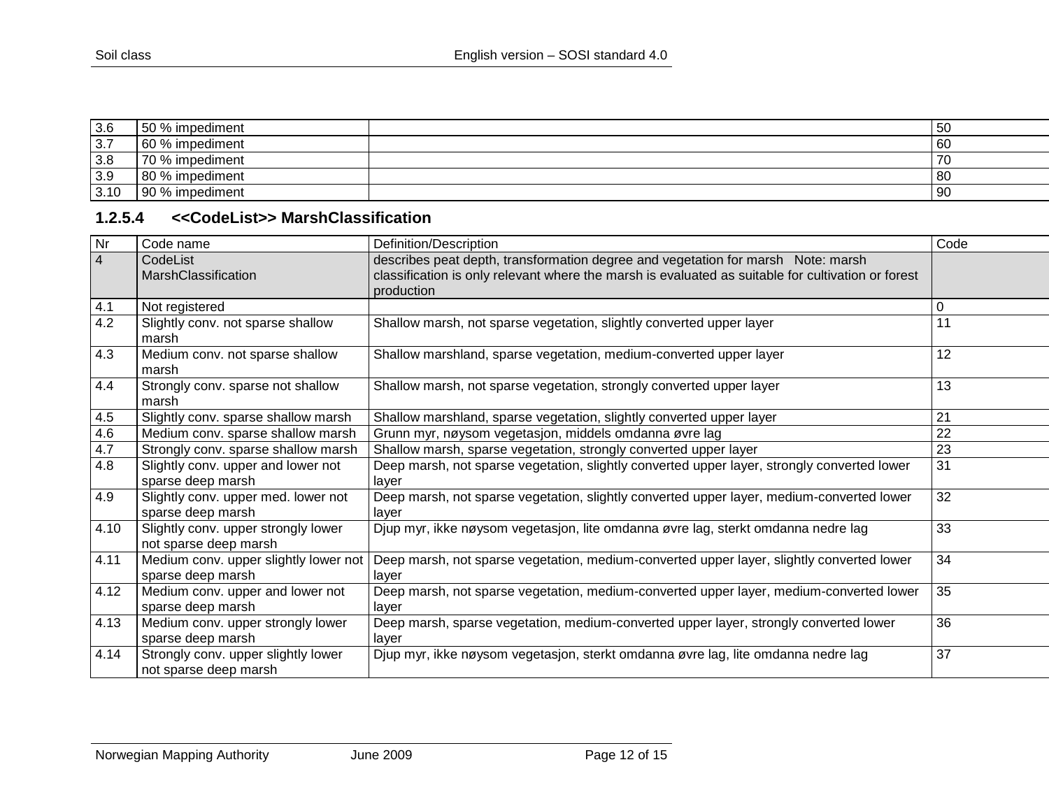| 3.6 | 50 % impediment | | 50 |
|---|---|---|---|
| 3.7 | 60 % impediment | | 60 |
| 3.8 | 70 % impediment | | 70 |
| 3.9 | 80 % impediment | | 80 |
| 3.10 | 90 % impediment | | 90 |

### 1.2.5.4 <<CodeList>> MarshClassification

| Nr | Code name | Definition/Description | Code |
|---|---|---|---|
| 4 | CodeList MarshClassification | describes peat depth, transformation degree and vegetation for marsh Note: marsh classification is only relevant where the marsh is evaluated as suitable for cultivation or forest production | |
| 4.1 | Not registered | | 0 |
| 4.2 | Slightly conv. not sparse shallow marsh | Shallow marsh, not sparse vegetation, slightly converted upper layer | 11 |
| 4.3 | Medium conv. not sparse shallow marsh | Shallow marshland, sparse vegetation, medium-converted upper layer | 12 |
| 4.4 | Strongly conv. sparse not shallow marsh | Shallow marsh, not sparse vegetation, strongly converted upper layer | 13 |
| 4.5 | Slightly conv. sparse shallow marsh | Shallow marshland, sparse vegetation, slightly converted upper layer | 21 |
| 4.6 | Medium conv. sparse shallow marsh | Grunn myr, nøysom vegetasjon, middels omdanna øvre lag | 22 |
| 4.7 | Strongly conv. sparse shallow marsh | Shallow marsh, sparse vegetation, strongly converted upper layer | 23 |
| 4.8 | Slightly conv. upper and lower not sparse deep marsh | Deep marsh, not sparse vegetation, slightly converted upper layer, strongly converted lower layer | 31 |
| 4.9 | Slightly conv. upper med. lower not sparse deep marsh | Deep marsh, not sparse vegetation, slightly converted upper layer, medium-converted lower layer | 32 |
| 4.10 | Slightly conv. upper strongly lower not sparse deep marsh | Djup myr, ikke nøysom vegetasjon, lite omdanna øvre lag, sterkt omdanna nedre lag | 33 |
| 4.11 | Medium conv. upper slightly lower not sparse deep marsh | Deep marsh, not sparse vegetation, medium-converted upper layer, slightly converted lower layer | 34 |
| 4.12 | Medium conv. upper and lower not sparse deep marsh | Deep marsh, not sparse vegetation, medium-converted upper layer, medium-converted lower layer | 35 |
| 4.13 | Medium conv. upper strongly lower sparse deep marsh | Deep marsh, sparse vegetation, medium-converted upper layer, strongly converted lower layer | 36 |
| 4.14 | Strongly conv. upper slightly lower not sparse deep marsh | Djup myr, ikke nøysom vegetasjon, sterkt omdanna øvre lag, lite omdanna nedre lag | 37 |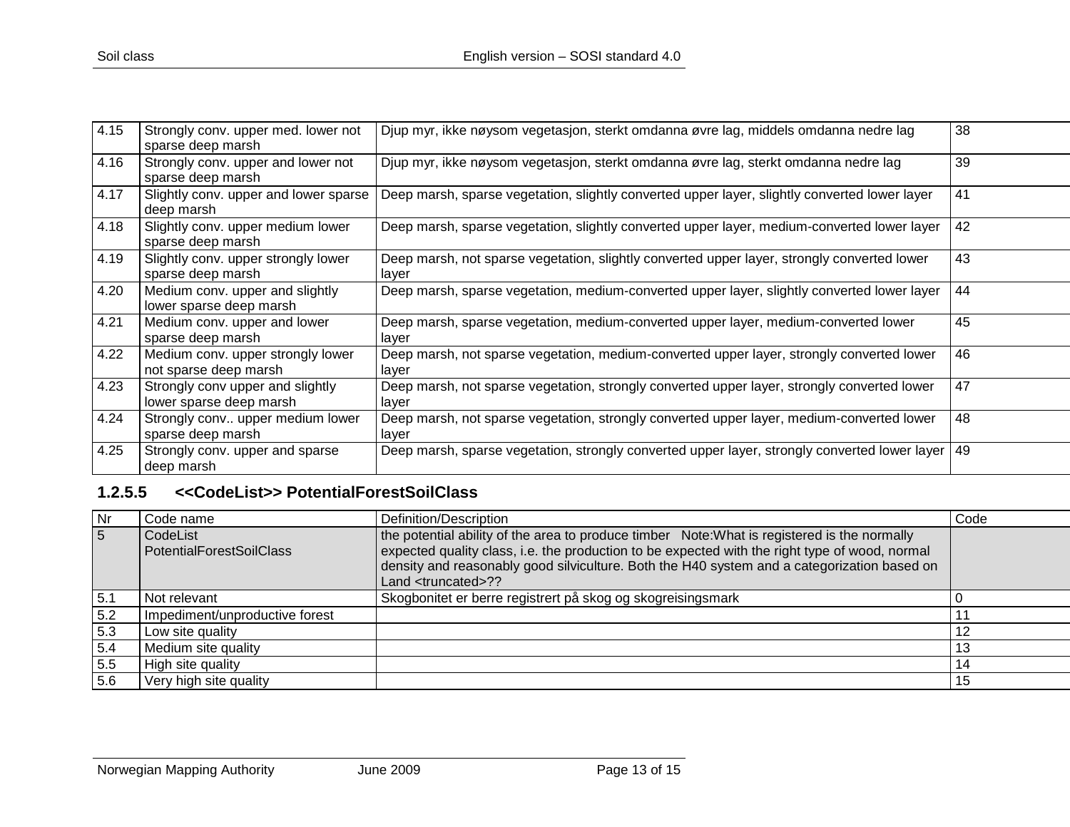| 4.15 | Strongly conv. upper med. lower not sparse deep marsh | Djup myr, ikke nøysom vegetasjon, sterkt omdanna øvre lag, middels omdanna nedre lag | 38 |
|---|---|---|---|
| 4.16 | Strongly conv. upper and lower not sparse deep marsh | Djup myr, ikke nøysom vegetasjon, sterkt omdanna øvre lag, sterkt omdanna nedre lag | 39 |
| 4.17 | Slightly conv. upper and lower sparse deep marsh | Deep marsh, sparse vegetation, slightly converted upper layer, slightly converted lower layer | 41 |
| 4.18 | Slightly conv. upper medium lower sparse deep marsh | Deep marsh, sparse vegetation, slightly converted upper layer, medium-converted lower layer | 42 |
| 4.19 | Slightly conv. upper strongly lower sparse deep marsh | Deep marsh, not sparse vegetation, slightly converted upper layer, strongly converted lower layer | 43 |
| 4.20 | Medium conv. upper and slightly lower sparse deep marsh | Deep marsh, sparse vegetation, medium-converted upper layer, slightly converted lower layer | 44 |
| 4.21 | Medium conv. upper and lower sparse deep marsh | Deep marsh, sparse vegetation, medium-converted upper layer, medium-converted lower layer | 45 |
| 4.22 | Medium conv. upper strongly lower not sparse deep marsh | Deep marsh, not sparse vegetation, medium-converted upper layer, strongly converted lower layer | 46 |
| 4.23 | Strongly conv upper and slightly lower sparse deep marsh | Deep marsh, not sparse vegetation, strongly converted upper layer, strongly converted lower layer | 47 |
| 4.24 | Strongly conv.. upper medium lower sparse deep marsh | Deep marsh, not sparse vegetation, strongly converted upper layer, medium-converted lower layer | 48 |
| 4.25 | Strongly conv. upper and sparse deep marsh | Deep marsh, sparse vegetation, strongly converted upper layer, strongly converted lower layer | 49 |

### 1.2.5.5 <<CodeList>> PotentialForestSoilClass

| Nr | Code name | Definition/Description | Code |
|---|---|---|---|
| 5 | CodeList PotentialForestSoilClass | the potential ability of the area to produce timber Note:What is registered is the normally expected quality class, i.e. the production to be expected with the right type of wood, normal density and reasonably good silviculture. Both the H40 system and a categorization based on Land <truncated>?? | |
| 5.1 | Not relevant | Skogbonitet er berre registrert på skog og skogreisingsmark | 0 |
| 5.2 | Impediment/unproductive forest | | 11 |
| 5.3 | Low site quality | | 12 |
| 5.4 | Medium site quality | | 13 |
| 5.5 | High site quality | | 14 |
| 5.6 | Very high site quality | | 15 |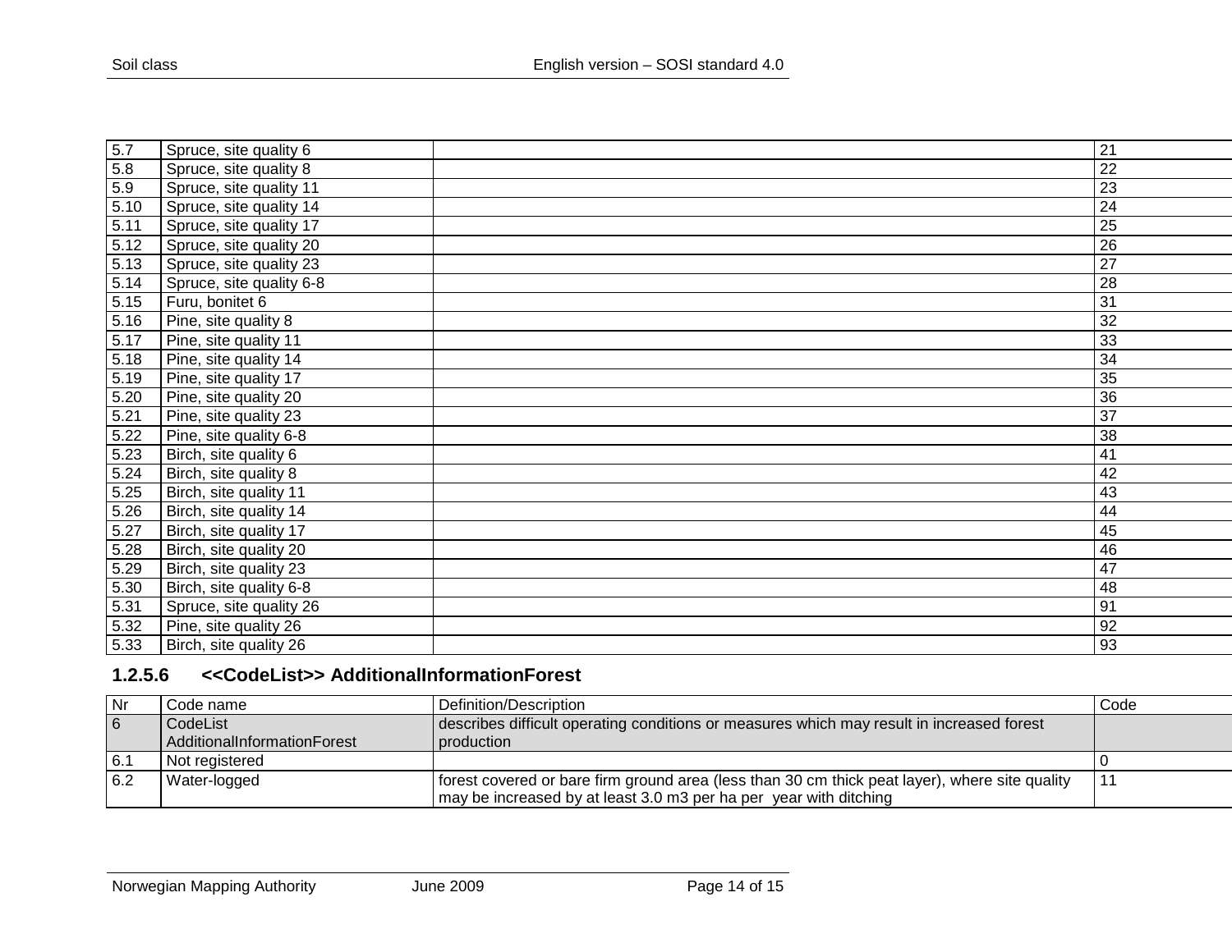| | | | |
|---|---|---|---|
| 5.7 | Spruce, site quality 6 | | 21 |
| 5.8 | Spruce, site quality 8 | | 22 |
| 5.9 | Spruce, site quality 11 | | 23 |
| 5.10 | Spruce, site quality 14 | | 24 |
| 5.11 | Spruce, site quality 17 | | 25 |
| 5.12 | Spruce, site quality 20 | | 26 |
| 5.13 | Spruce, site quality 23 | | 27 |
| 5.14 | Spruce, site quality 6-8 | | 28 |
| 5.15 | Furu, bonitet 6 | | 31 |
| 5.16 | Pine, site quality 8 | | 32 |
| 5.17 | Pine, site quality 11 | | 33 |
| 5.18 | Pine, site quality 14 | | 34 |
| 5.19 | Pine, site quality 17 | | 35 |
| 5.20 | Pine, site quality 20 | | 36 |
| 5.21 | Pine, site quality 23 | | 37 |
| 5.22 | Pine, site quality 6-8 | | 38 |
| 5.23 | Birch, site quality 6 | | 41 |
| 5.24 | Birch, site quality 8 | | 42 |
| 5.25 | Birch, site quality 11 | | 43 |
| 5.26 | Birch, site quality 14 | | 44 |
| 5.27 | Birch, site quality 17 | | 45 |
| 5.28 | Birch, site quality 20 | | 46 |
| 5.29 | Birch, site quality 23 | | 47 |
| 5.30 | Birch, site quality 6-8 | | 48 |
| 5.31 | Spruce, site quality 26 | | 91 |
| 5.32 | Pine, site quality 26 | | 92 |
| 5.33 | Birch, site quality 26 | | 93 |

#### 1.2.5.6 <<CodeList>> AdditionalInformationForest

| Nr | Code name | Definition/Description | Code |
|---|---|---|---|
| 6 | CodeList AdditionalInformationForest | describes difficult operating conditions or measures which may result in increased forest production | |
| 6.1 | Not registered | | 0 |
| 6.2 | Water-logged | forest covered or bare firm ground area (less than 30 cm thick peat layer), where site quality may be increased by at least 3.0 m3 per ha per year with ditching | 11 |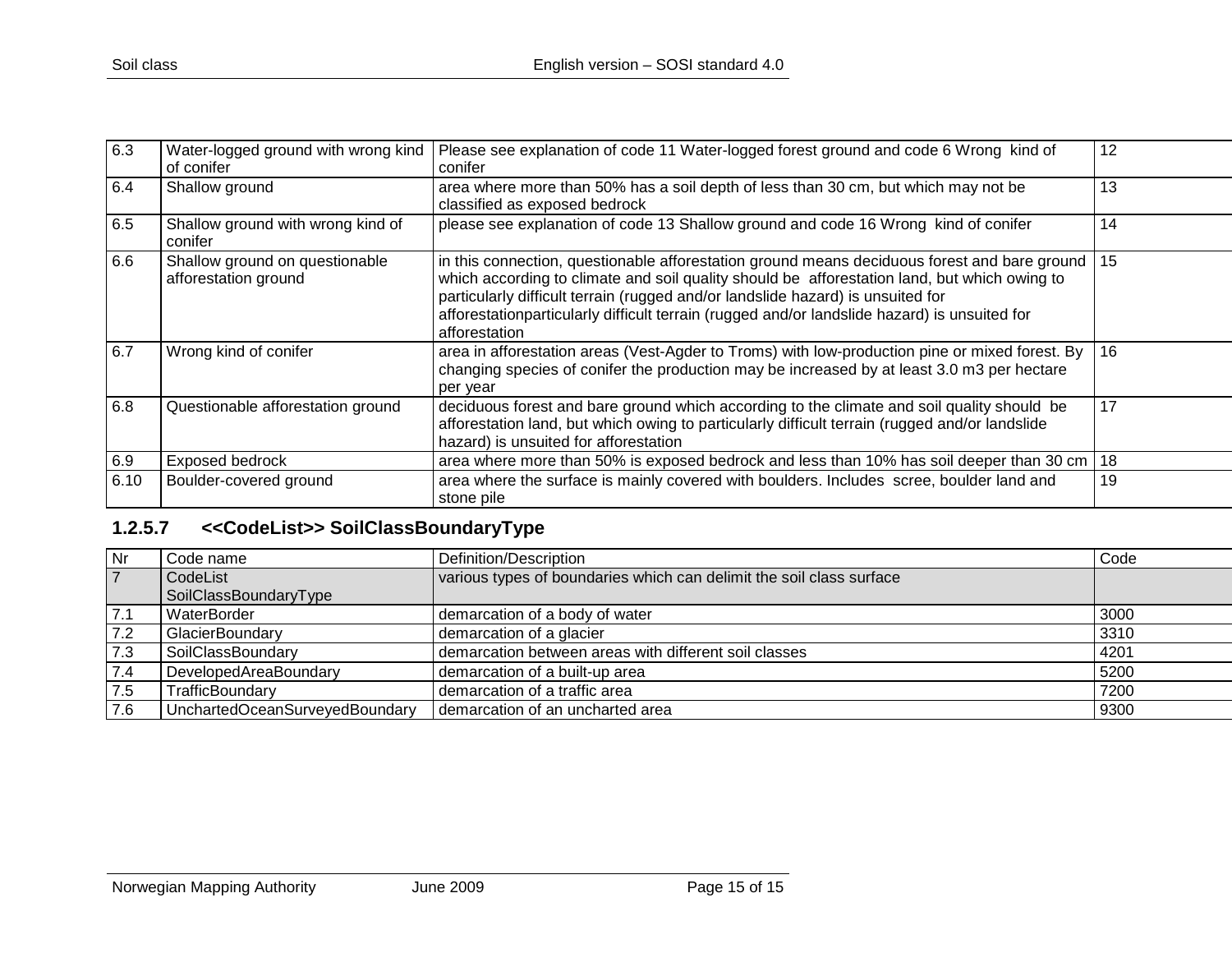| | | | |
|---|---|---|---|
| 6.3 | Water-logged ground with wrong kind of conifer | Please see explanation of code 11 Water-logged forest ground and code 6 Wrong kind of conifer | 12 |
| 6.4 | Shallow ground | area where more than 50% has a soil depth of less than 30 cm, but which may not be classified as exposed bedrock | 13 |
| 6.5 | Shallow ground with wrong kind of conifer | please see explanation of code 13 Shallow ground and code 16 Wrong kind of conifer | 14 |
| 6.6 | Shallow ground on questionable afforestation ground | in this connection, questionable afforestation ground means deciduous forest and bare ground which according to climate and soil quality should be afforestation land, but which owing to particularly difficult terrain (rugged and/or landslide hazard) is unsuited for afforestationparticularly difficult terrain (rugged and/or landslide hazard) is unsuited for afforestation | 15 |
| 6.7 | Wrong kind of conifer | area in afforestation areas (Vest-Agder to Troms) with low-production pine or mixed forest. By changing species of conifer the production may be increased by at least 3.0 m3 per hectare per year | 16 |
| 6.8 | Questionable afforestation ground | deciduous forest and bare ground which according to the climate and soil quality should be afforestation land, but which owing to particularly difficult terrain (rugged and/or landslide hazard) is unsuited for afforestation | 17 |
| 6.9 | Exposed bedrock | area where more than 50% is exposed bedrock and less than 10% has soil deeper than 30 cm | 18 |
| 6.10 | Boulder-covered ground | area where the surface is mainly covered with boulders. Includes scree, boulder land and stone pile | 19 |

### 1.2.5.7 <<CodeList>> SoilClassBoundaryType

| Nr | Code name | Definition/Description | Code |
|---|---|---|---|
| 7 | CodeList SoilClassBoundaryType | various types of boundaries which can delimit the soil class surface | |
| 7.1 | WaterBorder | demarcation of a body of water | 3000 |
| 7.2 | GlacierBoundary | demarcation of a glacier | 3310 |
| 7.3 | SoilClassBoundary | demarcation between areas with different soil classes | 4201 |
| 7.4 | DevelopedAreaBoundary | demarcation of a built-up area | 5200 |
| 7.5 | TrafficBoundary | demarcation of a traffic area | 7200 |
| 7.6 | UnchartedOceanSurveyedBoundary | demarcation of an uncharted area | 9300 |